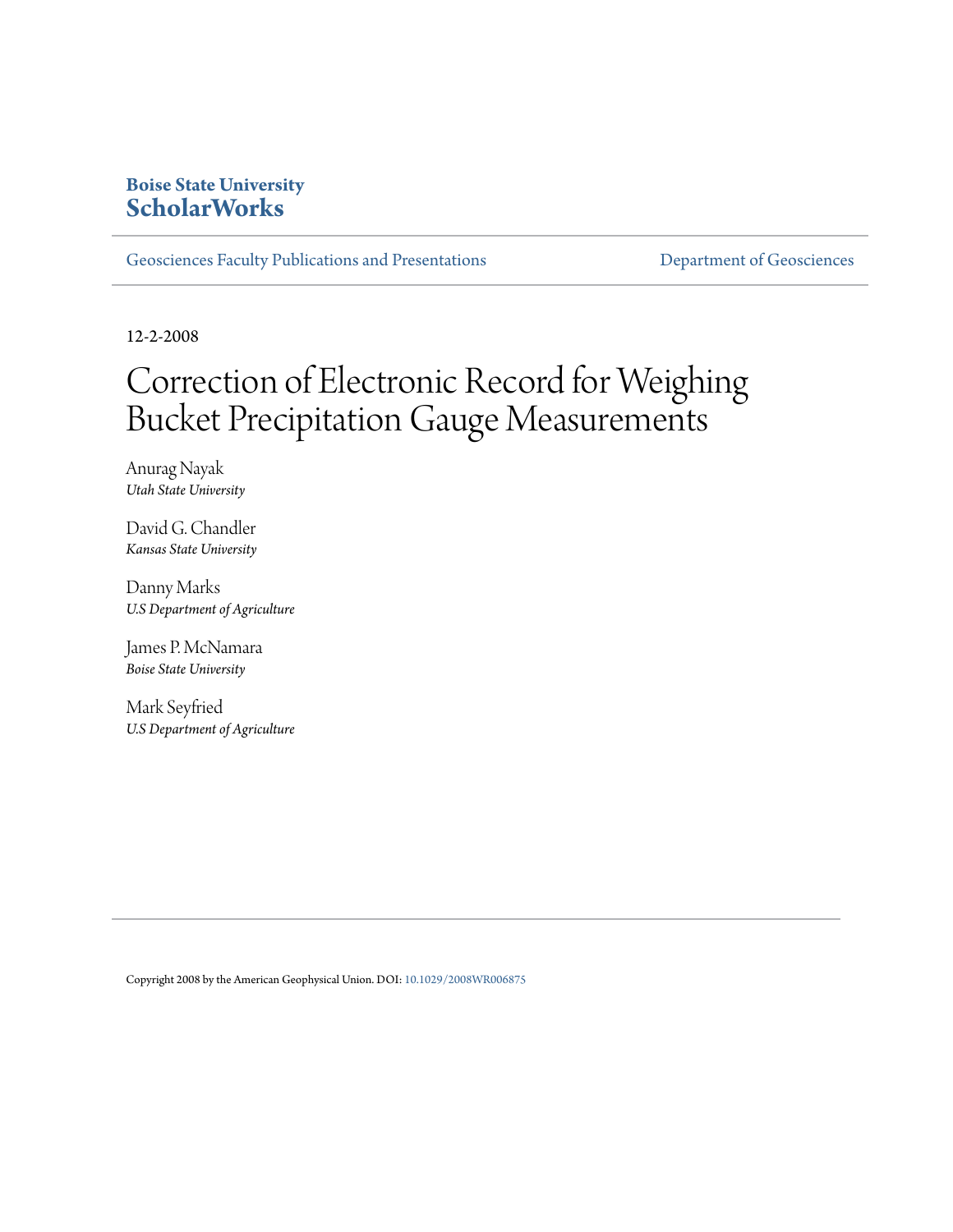**Boise State University**
**ScholarWorks**

Geosciences Faculty Publications and Presentations — Department of Geosciences

12-2-2008

# Correction of Electronic Record for Weighing Bucket Precipitation Gauge Measurements

Anurag Nayak
*Utah State University*

David G. Chandler
*Kansas State University*

Danny Marks
*U.S Department of Agriculture*

James P. McNamara
*Boise State University*

Mark Seyfried
*U.S Department of Agriculture*

Copyright 2008 by the American Geophysical Union. DOI: 10.1029/2008WR006875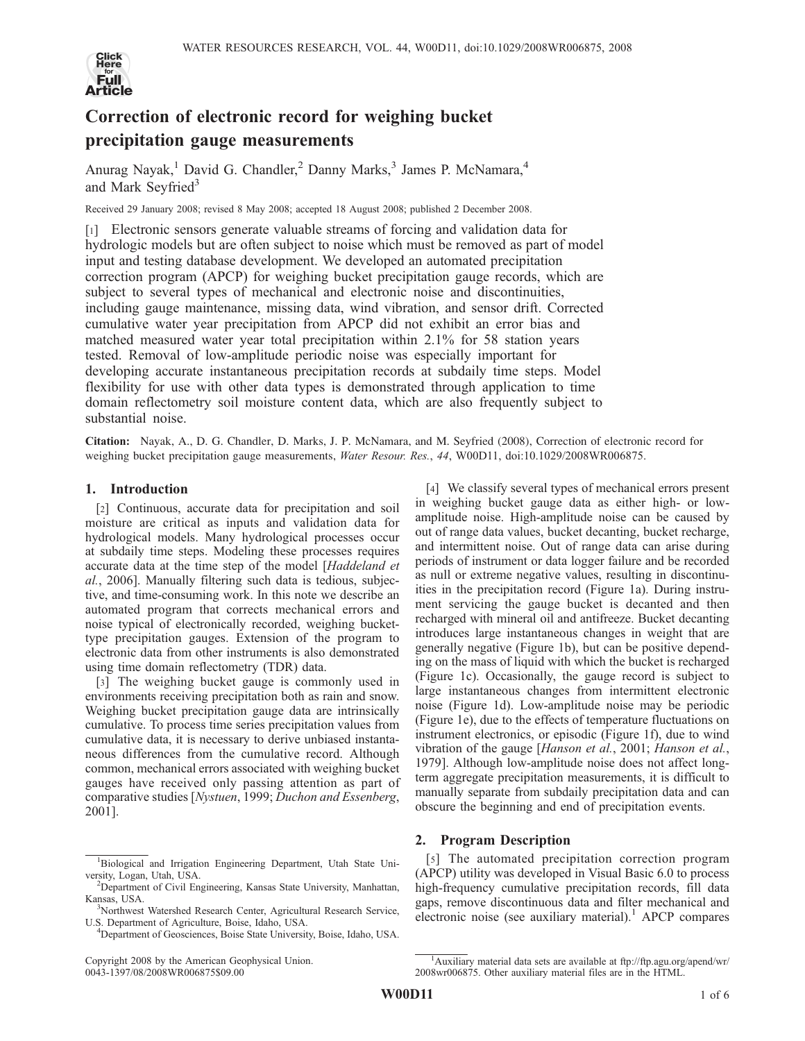# Correction of electronic record for weighing bucket precipitation gauge measurements

Anurag Nayak,[1] David G. Chandler,[2] Danny Marks,[3] James P. McNamara,[4] and Mark Seyfried[3]

Received 29 January 2008; revised 8 May 2008; accepted 18 August 2008; published 2 December 2008.

[1] Electronic sensors generate valuable streams of forcing and validation data for hydrologic models but are often subject to noise which must be removed as part of model input and testing database development. We developed an automated precipitation correction program (APCP) for weighing bucket precipitation gauge records, which are subject to several types of mechanical and electronic noise and discontinuities, including gauge maintenance, missing data, wind vibration, and sensor drift. Corrected cumulative water year precipitation from APCP did not exhibit an error bias and matched measured water year total precipitation within 2.1% for 58 station years tested. Removal of low-amplitude periodic noise was especially important for developing accurate instantaneous precipitation records at subdaily time steps. Model flexibility for use with other data types is demonstrated through application to time domain reflectometry soil moisture content data, which are also frequently subject to substantial noise.

**Citation:** Nayak, A., D. G. Chandler, D. Marks, J. P. McNamara, and M. Seyfried (2008), Correction of electronic record for weighing bucket precipitation gauge measurements, *Water Resour. Res.*, *44*, W00D11, doi:10.1029/2008WR006875.

## 1. Introduction

[2] Continuous, accurate data for precipitation and soil moisture are critical as inputs and validation data for hydrological models. Many hydrological processes occur at subdaily time steps. Modeling these processes requires accurate data at the time step of the model [*Haddeland et al.*, 2006]. Manually filtering such data is tedious, subjective, and time-consuming work. In this note we describe an automated program that corrects mechanical errors and noise typical of electronically recorded, weighing bucket-type precipitation gauges. Extension of the program to electronic data from other instruments is also demonstrated using time domain reflectometry (TDR) data.

[3] The weighing bucket gauge is commonly used in environments receiving precipitation both as rain and snow. Weighing bucket precipitation gauge data are intrinsically cumulative. To process time series precipitation values from cumulative data, it is necessary to derive unbiased instantaneous differences from the cumulative record. Although common, mechanical errors associated with weighing bucket gauges have received only passing attention as part of comparative studies [*Nystuen*, 1999; *Duchon and Essenberg*, 2001].

[4] We classify several types of mechanical errors present in weighing bucket gauge data as either high- or low-amplitude noise. High-amplitude noise can be caused by out of range data values, bucket decanting, bucket recharge, and intermittent noise. Out of range data can arise during periods of instrument or data logger failure and be recorded as null or extreme negative values, resulting in discontinuities in the precipitation record (Figure 1a). During instrument servicing the gauge bucket is decanted and then recharged with mineral oil and antifreeze. Bucket decanting introduces large instantaneous changes in weight that are generally negative (Figure 1b), but can be positive depending on the mass of liquid with which the bucket is recharged (Figure 1c). Occasionally, the gauge record is subject to large instantaneous changes from intermittent electronic noise (Figure 1d). Low-amplitude noise may be periodic (Figure 1e), due to the effects of temperature fluctuations on instrument electronics, or episodic (Figure 1f), due to wind vibration of the gauge [*Hanson et al.*, 2001; *Hanson et al.*, 1979]. Although low-amplitude noise does not affect long-term aggregate precipitation measurements, it is difficult to manually separate from subdaily precipitation data and can obscure the beginning and end of precipitation events.

## 2. Program Description

[5] The automated precipitation correction program (APCP) utility was developed in Visual Basic 6.0 to process high-frequency cumulative precipitation records, fill data gaps, remove discontinuous data and filter mechanical and electronic noise (see auxiliary material).[1] APCP compares

[1]Biological and Irrigation Engineering Department, Utah State University, Logan, Utah, USA.

[2]Department of Civil Engineering, Kansas State University, Manhattan, Kansas, USA.

[3]Northwest Watershed Research Center, Agricultural Research Service, U.S. Department of Agriculture, Boise, Idaho, USA.

[4]Department of Geosciences, Boise State University, Boise, Idaho, USA.

Copyright 2008 by the American Geophysical Union.
0043-1397/08/2008WR006875$09.00

[1]Auxiliary material data sets are available at ftp://ftp.agu.org/apend/wr/2008wr006875. Other auxiliary material files are in the HTML.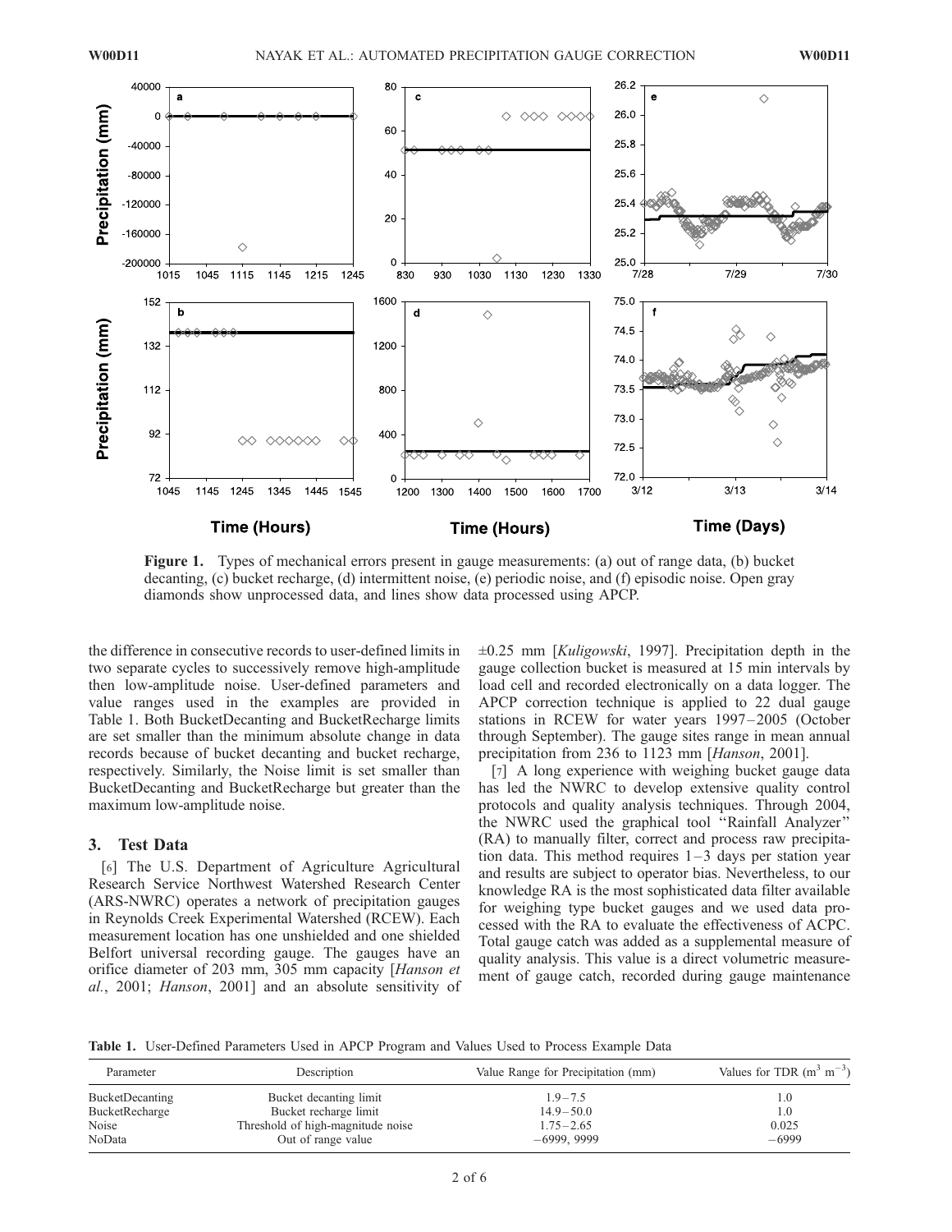Figure 1. Types of mechanical errors present in gauge measurements: (a) out of range data, (b) bucket decanting, (c) bucket recharge, (d) intermittent noise, (e) periodic noise, and (f) episodic noise. Open gray diamonds show unprocessed data, and lines show data processed using APCP.

the difference in consecutive records to user-defined limits in two separate cycles to successively remove high-amplitude then low-amplitude noise. User-defined parameters and value ranges used in the examples are provided in Table 1. Both BucketDecanting and BucketRecharge limits are set smaller than the minimum absolute change in data records because of bucket decanting and bucket recharge, respectively. Similarly, the Noise limit is set smaller than BucketDecanting and BucketRecharge but greater than the maximum low-amplitude noise.

## 3. Test Data

[6] The U.S. Department of Agriculture Agricultural Research Service Northwest Watershed Research Center (ARS-NWRC) operates a network of precipitation gauges in Reynolds Creek Experimental Watershed (RCEW). Each measurement location has one unshielded and one shielded Belfort universal recording gauge. The gauges have an orifice diameter of 203 mm, 305 mm capacity [*Hanson et al.*, 2001; *Hanson*, 2001] and an absolute sensitivity of ±0.25 mm [*Kuligowski*, 1997]. Precipitation depth in the gauge collection bucket is measured at 15 min intervals by load cell and recorded electronically on a data logger. The APCP correction technique is applied to 22 dual gauge stations in RCEW for water years 1997–2005 (October through September). The gauge sites range in mean annual precipitation from 236 to 1123 mm [*Hanson*, 2001].

[7] A long experience with weighing bucket gauge data has led the NWRC to develop extensive quality control protocols and quality analysis techniques. Through 2004, the NWRC used the graphical tool "Rainfall Analyzer" (RA) to manually filter, correct and process raw precipitation data. This method requires 1–3 days per station year and results are subject to operator bias. Nevertheless, to our knowledge RA is the most sophisticated data filter available for weighing type bucket gauges and we used data processed with the RA to evaluate the effectiveness of ACPC. Total gauge catch was added as a supplemental measure of quality analysis. This value is a direct volumetric measurement of gauge catch, recorded during gauge maintenance

Table 1. User-Defined Parameters Used in APCP Program and Values Used to Process Example Data

| Parameter | Description | Value Range for Precipitation (mm) | Values for TDR ($m^3$ $m^{-3}$) |
|---|---|---|---|
| BucketDecanting | Bucket decanting limit | 1.9–7.5 | 1.0 |
| BucketRecharge | Bucket recharge limit | 14.9–50.0 | 1.0 |
| Noise | Threshold of high-magnitude noise | 1.75–2.65 | 0.025 |
| NoData | Out of range value | −6999, 9999 | −6999 |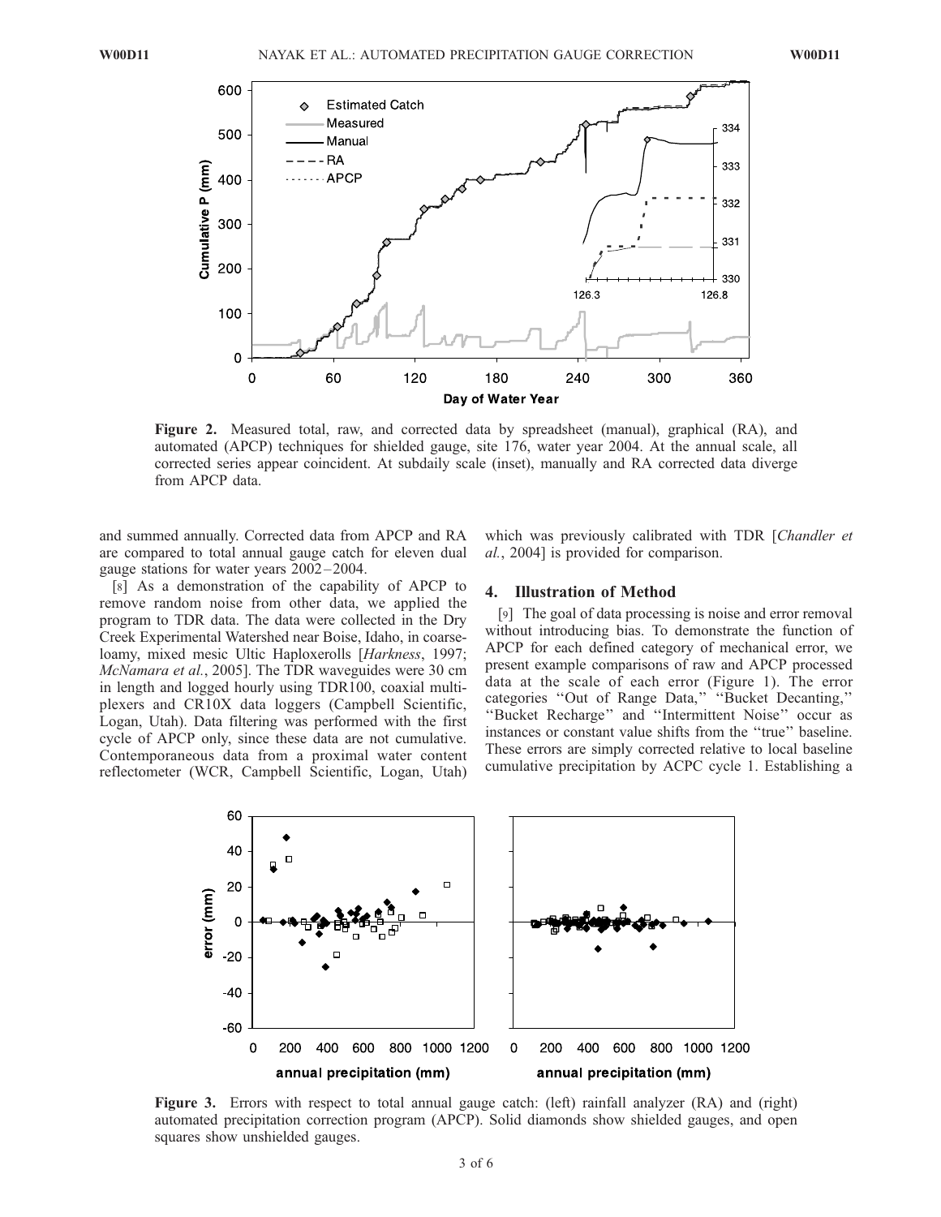Figure 2. Measured total, raw, and corrected data by spreadsheet (manual), graphical (RA), and automated (APCP) techniques for shielded gauge, site 176, water year 2004. At the annual scale, all corrected series appear coincident. At subdaily scale (inset), manually and RA corrected data diverge from APCP data.

and summed annually. Corrected data from APCP and RA are compared to total annual gauge catch for eleven dual gauge stations for water years 2002–2004.

[8] As a demonstration of the capability of APCP to remove random noise from other data, we applied the program to TDR data. The data were collected in the Dry Creek Experimental Watershed near Boise, Idaho, in coarse-loamy, mixed mesic Ultic Haploxerolls [*Harkness*, 1997; *McNamara et al.*, 2005]. The TDR waveguides were 30 cm in length and logged hourly using TDR100, coaxial multiplexers and CR10X data loggers (Campbell Scientific, Logan, Utah). Data filtering was performed with the first cycle of APCP only, since these data are not cumulative. Contemporaneous data from a proximal water content reflectometer (WCR, Campbell Scientific, Logan, Utah) which was previously calibrated with TDR [*Chandler et al.*, 2004] is provided for comparison.

## 4. Illustration of Method

[9] The goal of data processing is noise and error removal without introducing bias. To demonstrate the function of APCP for each defined category of mechanical error, we present example comparisons of raw and APCP processed data at the scale of each error (Figure 1). The error categories "Out of Range Data," "Bucket Decanting," "Bucket Recharge" and "Intermittent Noise" occur as instances or constant value shifts from the "true" baseline. These errors are simply corrected relative to local baseline cumulative precipitation by ACPC cycle 1. Establishing a

Figure 3. Errors with respect to total annual gauge catch: (left) rainfall analyzer (RA) and (right) automated precipitation correction program (APCP). Solid diamonds show shielded gauges, and open squares show unshielded gauges.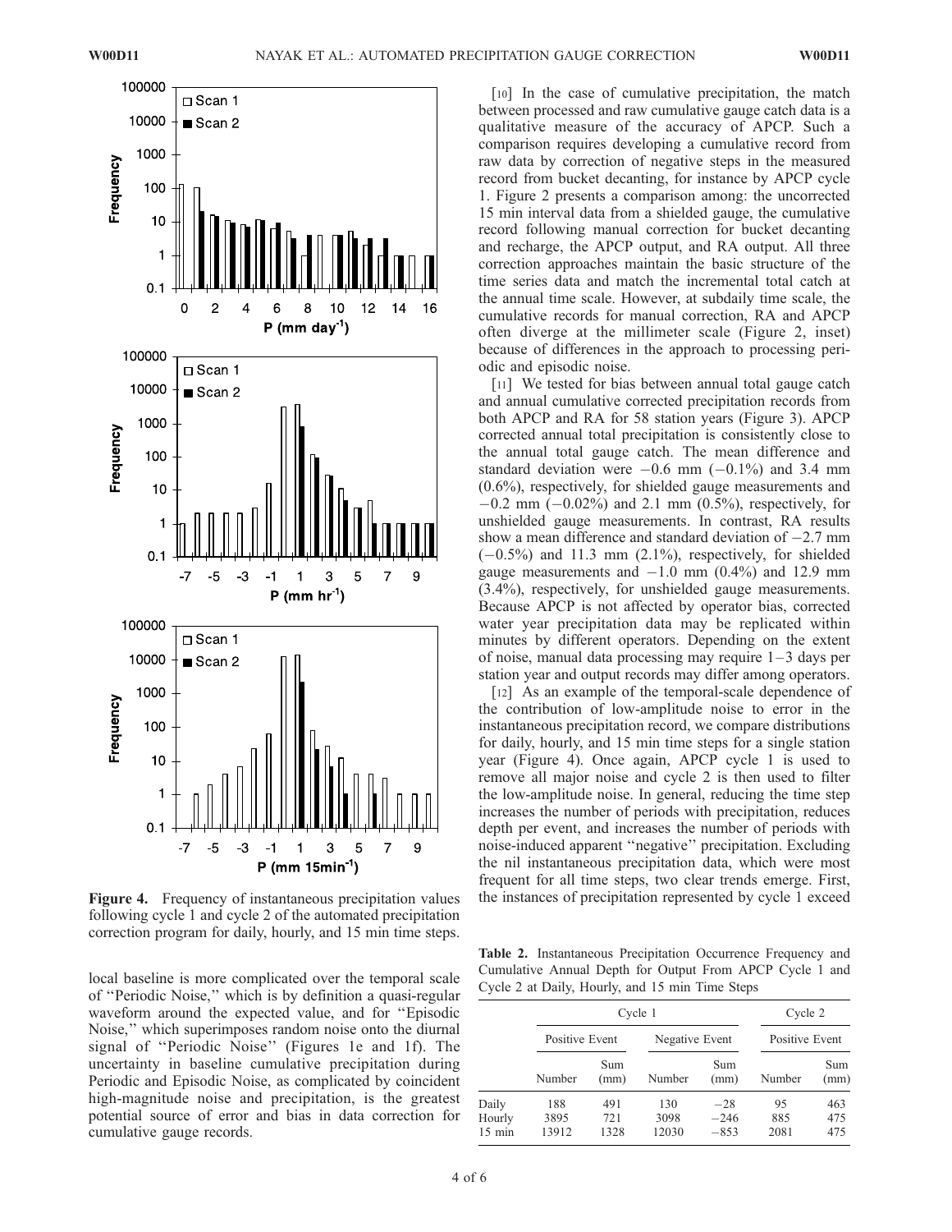Figure 4. Frequency of instantaneous precipitation values following cycle 1 and cycle 2 of the automated precipitation correction program for daily, hourly, and 15 min time steps.

local baseline is more complicated over the temporal scale of ''Periodic Noise,'' which is by definition a quasi-regular waveform around the expected value, and for ''Episodic Noise,'' which superimposes random noise onto the diurnal signal of ''Periodic Noise'' (Figures 1e and 1f). The uncertainty in baseline cumulative precipitation during Periodic and Episodic Noise, as complicated by coincident high-magnitude noise and precipitation, is the greatest potential source of error and bias in data correction for cumulative gauge records.

[10] In the case of cumulative precipitation, the match between processed and raw cumulative gauge catch data is a qualitative measure of the accuracy of APCP. Such a comparison requires developing a cumulative record from raw data by correction of negative steps in the measured record from bucket decanting, for instance by APCP cycle 1. Figure 2 presents a comparison among: the uncorrected 15 min interval data from a shielded gauge, the cumulative record following manual correction for bucket decanting and recharge, the APCP output, and RA output. All three correction approaches maintain the basic structure of the time series data and match the incremental total catch at the annual time scale. However, at subdaily time scale, the cumulative records for manual correction, RA and APCP often diverge at the millimeter scale (Figure 2, inset) because of differences in the approach to processing periodic and episodic noise.

[11] We tested for bias between annual total gauge catch and annual cumulative corrected precipitation records from both APCP and RA for 58 station years (Figure 3). APCP corrected annual total precipitation is consistently close to the annual total gauge catch. The mean difference and standard deviation were −0.6 mm (−0.1%) and 3.4 mm (0.6%), respectively, for shielded gauge measurements and −0.2 mm (−0.02%) and 2.1 mm (0.5%), respectively, for unshielded gauge measurements. In contrast, RA results show a mean difference and standard deviation of −2.7 mm (−0.5%) and 11.3 mm (2.1%), respectively, for shielded gauge measurements and −1.0 mm (0.4%) and 12.9 mm (3.4%), respectively, for unshielded gauge measurements. Because APCP is not affected by operator bias, corrected water year precipitation data may be replicated within minutes by different operators. Depending on the extent of noise, manual data processing may require 1–3 days per station year and output records may differ among operators.

[12] As an example of the temporal-scale dependence of the contribution of low-amplitude noise to error in the instantaneous precipitation record, we compare distributions for daily, hourly, and 15 min time steps for a single station year (Figure 4). Once again, APCP cycle 1 is used to remove all major noise and cycle 2 is then used to filter the low-amplitude noise. In general, reducing the time step increases the number of periods with precipitation, reduces depth per event, and increases the number of periods with noise-induced apparent ''negative'' precipitation. Excluding the nil instantaneous precipitation data, which were most frequent for all time steps, two clear trends emerge. First, the instances of precipitation represented by cycle 1 exceed

**Table 2.** Instantaneous Precipitation Occurrence Frequency and Cumulative Annual Depth for Output From APCP Cycle 1 and Cycle 2 at Daily, Hourly, and 15 min Time Steps

| | Cycle 1 | | | | Cycle 2 | |
|---|---|---|---|---|---|---|
| | Positive Event | | Negative Event | | Positive Event | |
| | Number | Sum (mm) | Number | Sum (mm) | Number | Sum (mm) |
| Daily | 188 | 491 | 130 | −28 | 95 | 463 |
| Hourly | 3895 | 721 | 3098 | −246 | 885 | 475 |
| 15 min | 13912 | 1328 | 12030 | −853 | 2081 | 475 |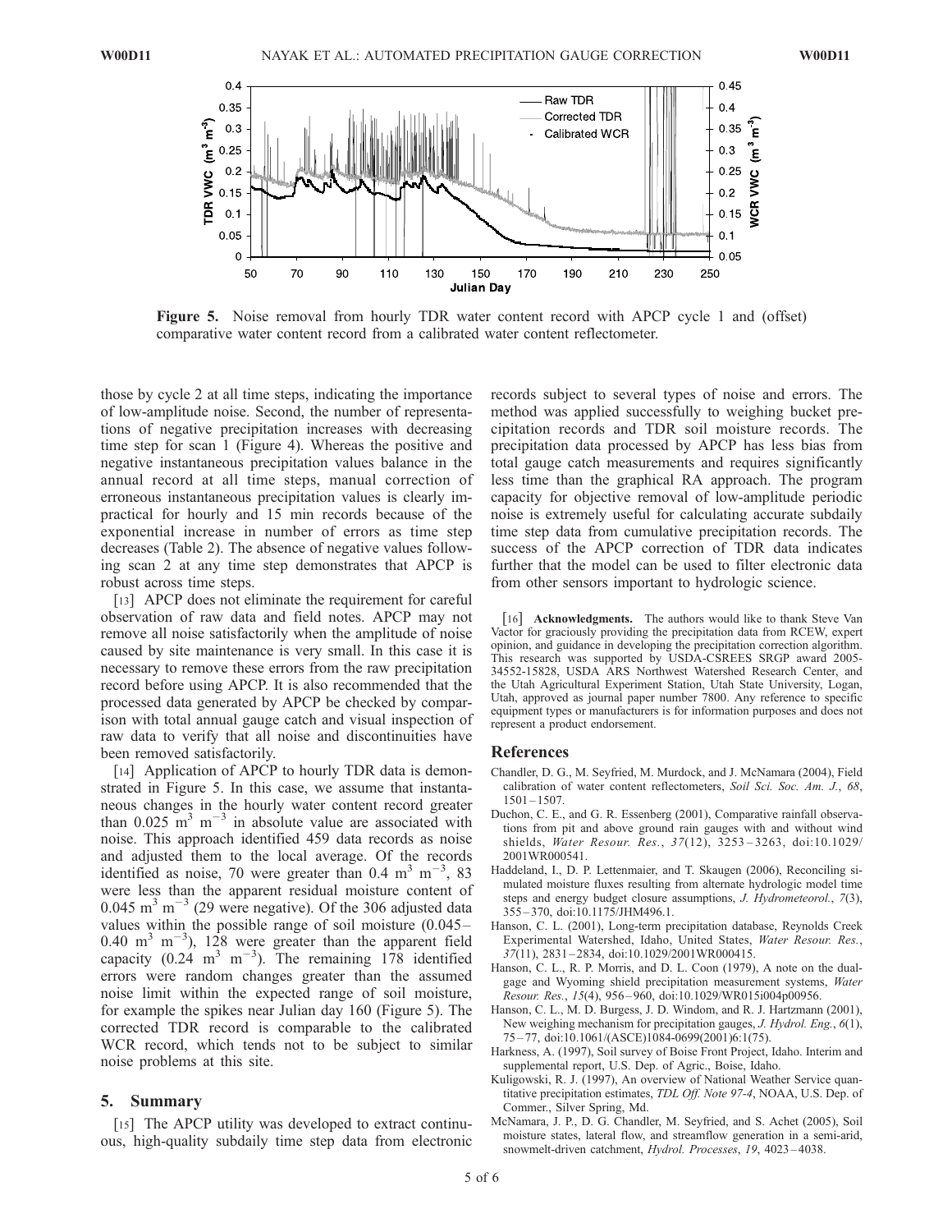**Figure 5.** Noise removal from hourly TDR water content record with APCP cycle 1 and (offset) comparative water content record from a calibrated water content reflectometer.

those by cycle 2 at all time steps, indicating the importance of low-amplitude noise. Second, the number of representations of negative precipitation increases with decreasing time step for scan 1 (Figure 4). Whereas the positive and negative instantaneous precipitation values balance in the annual record at all time steps, manual correction of erroneous instantaneous precipitation values is clearly impractical for hourly and 15 min records because of the exponential increase in number of errors as time step decreases (Table 2). The absence of negative values following scan 2 at any time step demonstrates that APCP is robust across time steps.

[13] APCP does not eliminate the requirement for careful observation of raw data and field notes. APCP may not remove all noise satisfactorily when the amplitude of noise caused by site maintenance is very small. In this case it is necessary to remove these errors from the raw precipitation record before using APCP. It is also recommended that the processed data generated by APCP be checked by comparison with total annual gauge catch and visual inspection of raw data to verify that all noise and discontinuities have been removed satisfactorily.

[14] Application of APCP to hourly TDR data is demonstrated in Figure 5. In this case, we assume that instantaneous changes in the hourly water content record greater than 0.025 $m^3$ $m^{-3}$ in absolute value are associated with noise. This approach identified 459 data records as noise and adjusted them to the local average. Of the records identified as noise, 70 were greater than 0.4 $m^3$ $m^{-3}$, 83 were less than the apparent residual moisture content of 0.045 $m^3$ $m^{-3}$ (29 were negative). Of the 306 adjusted data values within the possible range of soil moisture (0.045–0.40 $m^3$ $m^{-3}$), 128 were greater than the apparent field capacity (0.24 $m^3$ $m^{-3}$). The remaining 178 identified errors were random changes greater than the assumed noise limit within the expected range of soil moisture, for example the spikes near Julian day 160 (Figure 5). The corrected TDR record is comparable to the calibrated WCR record, which tends not to be subject to similar noise problems at this site.

## 5. Summary

[15] The APCP utility was developed to extract continuous, high-quality subdaily time step data from electronic records subject to several types of noise and errors. The method was applied successfully to weighing bucket precipitation records and TDR soil moisture records. The precipitation data processed by APCP has less bias from total gauge catch measurements and requires significantly less time than the graphical RA approach. The program capacity for objective removal of low-amplitude periodic noise is extremely useful for calculating accurate subdaily time step data from cumulative precipitation records. The success of the APCP correction of TDR data indicates further that the model can be used to filter electronic data from other sensors important to hydrologic science.

[16] **Acknowledgments.** The authors would like to thank Steve Van Vactor for graciously providing the precipitation data from RCEW, expert opinion, and guidance in developing the precipitation correction algorithm. This research was supported by USDA-CSREES SRGP award 2005-34552-15828, USDA ARS Northwest Watershed Research Center, and the Utah Agricultural Experiment Station, Utah State University, Logan, Utah, approved as journal paper number 7800. Any reference to specific equipment types or manufacturers is for information purposes and does not represent a product endorsement.

## References

Chandler, D. G., M. Seyfried, M. Murdock, and J. McNamara (2004), Field calibration of water content reflectometers, *Soil Sci. Soc. Am. J.*, *68*, 1501–1507.

Duchon, C. E., and G. R. Essenberg (2001), Comparative rainfall observations from pit and above ground rain gauges with and without wind shields, *Water Resour. Res.*, *37*(12), 3253–3263, doi:10.1029/2001WR000541.

Haddeland, I., D. P. Lettenmaier, and T. Skaugen (2006), Reconciling simulated moisture fluxes resulting from alternate hydrologic model time steps and energy budget closure assumptions, *J. Hydrometeorol.*, *7*(3), 355–370, doi:10.1175/JHM496.1.

Hanson, C. L. (2001), Long-term precipitation database, Reynolds Creek Experimental Watershed, Idaho, United States, *Water Resour. Res.*, *37*(11), 2831–2834, doi:10.1029/2001WR000415.

Hanson, C. L., R. P. Morris, and D. L. Coon (1979), A note on the dual-gage and Wyoming shield precipitation measurement systems, *Water Resour. Res.*, *15*(4), 956–960, doi:10.1029/WR015i004p00956.

Hanson, C. L., M. D. Burgess, J. D. Windom, and R. J. Hartzmann (2001), New weighing mechanism for precipitation gauges, *J. Hydrol. Eng.*, *6*(1), 75–77, doi:10.1061/(ASCE)1084-0699(2001)6:1(75).

Harkness, A. (1997), Soil survey of Boise Front Project, Idaho. Interim and supplemental report, U.S. Dep. of Agric., Boise, Idaho.

Kuligowski, R. J. (1997), An overview of National Weather Service quantitative precipitation estimates, *TDL Off. Note 97-4*, NOAA, U.S. Dep. of Commer., Silver Spring, Md.

McNamara, J. P., D. G. Chandler, M. Seyfried, and S. Achet (2005), Soil moisture states, lateral flow, and streamflow generation in a semi-arid, snowmelt-driven catchment, *Hydrol. Processes*, *19*, 4023–4038.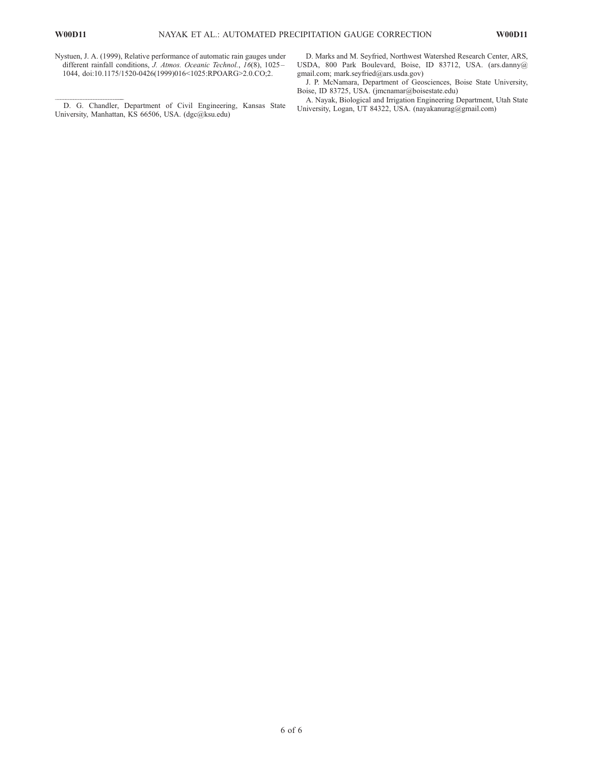Nystuen, J. A. (1999), Relative performance of automatic rain gauges under different rainfall conditions, *J. Atmos. Oceanic Technol.*, *16*(8), 1025–1044, doi:10.1175/1520-0426(1999)016<1025:RPOARG>2.0.CO;2.

---

D. G. Chandler, Department of Civil Engineering, Kansas State University, Manhattan, KS 66506, USA. (dgc@ksu.edu)

D. Marks and M. Seyfried, Northwest Watershed Research Center, ARS, USDA, 800 Park Boulevard, Boise, ID 83712, USA. (ars.danny@gmail.com; mark.seyfried@ars.usda.gov)

J. P. McNamara, Department of Geosciences, Boise State University, Boise, ID 83725, USA. (jmcnamar@boisestate.edu)

A. Nayak, Biological and Irrigation Engineering Department, Utah State University, Logan, UT 84322, USA. (nayakanurag@gmail.com)